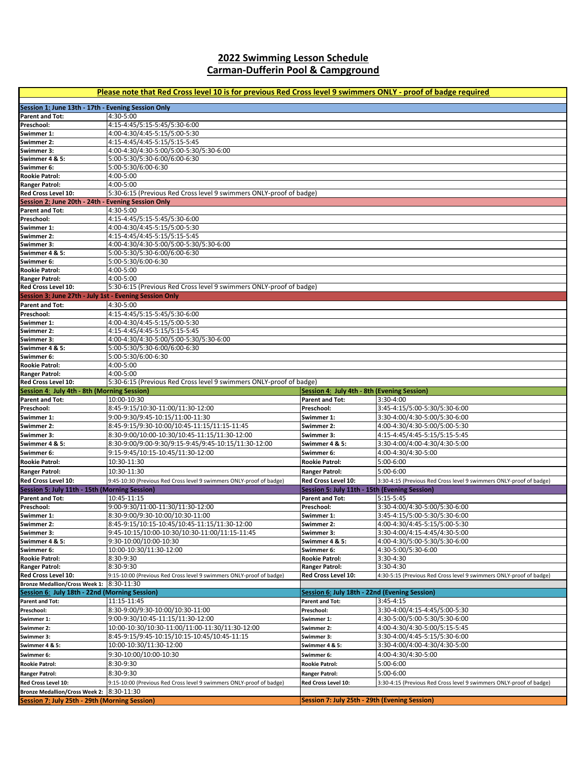# 2022 Swimming Lesson Schedule
# Carman-Dufferin Pool & Campground

**Please note that Red Cross level 10 is for previous Red Cross level 9 swimmers ONLY - proof of badge required**

| Session 1: June 13th - 17th - Evening Session Only | |
|---|---|
| **Parent and Tot:** | 4:30-5:00 |
| **Preschool:** | 4:15-4:45/5:15-5:45/5:30-6:00 |
| **Swimmer 1:** | 4:00-4:30/4:45-5:15/5:00-5:30 |
| **Swimmer 2:** | 4:15-4:45/4:45-5:15/5:15-5:45 |
| **Swimmer 3:** | 4:00-4:30/4:30-5:00/5:00-5:30/5:30-6:00 |
| **Swimmer 4 & 5:** | 5:00-5:30/5:30-6:00/6:00-6:30 |
| **Swimmer 6:** | 5:00-5:30/6:00-6:30 |
| **Rookie Patrol:** | 4:00-5:00 |
| **Ranger Patrol:** | 4:00-5:00 |
| **Red Cross Level 10:** | 5:30-6:15 (Previous Red Cross level 9 swimmers ONLY-proof of badge) |

| Session 2: June 20th - 24th - Evening Session Only | |
|---|---|
| **Parent and Tot:** | 4:30-5:00 |
| **Preschool:** | 4:15-4:45/5:15-5:45/5:30-6:00 |
| **Swimmer 1:** | 4:00-4:30/4:45-5:15/5:00-5:30 |
| **Swimmer 2:** | 4:15-4:45/4:45-5:15/5:15-5:45 |
| **Swimmer 3:** | 4:00-4:30/4:30-5:00/5:00-5:30/5:30-6:00 |
| **Swimmer 4 & 5:** | 5:00-5:30/5:30-6:00/6:00-6:30 |
| **Swimmer 6:** | 5:00-5:30/6:00-6:30 |
| **Rookie Patrol:** | 4:00-5:00 |
| **Ranger Patrol:** | 4:00-5:00 |
| **Red Cross Level 10:** | 5:30-6:15 (Previous Red Cross level 9 swimmers ONLY-proof of badge) |

| Session 3: June 27th - July 1st - Evening Session Only | |
|---|---|
| **Parent and Tot:** | 4:30-5:00 |
| **Preschool:** | 4:15-4:45/5:15-5:45/5:30-6:00 |
| **Swimmer 1:** | 4:00-4:30/4:45-5:15/5:00-5:30 |
| **Swimmer 2:** | 4:15-4:45/4:45-5:15/5:15-5:45 |
| **Swimmer 3:** | 4:00-4:30/4:30-5:00/5:00-5:30/5:30-6:00 |
| **Swimmer 4 & 5:** | 5:00-5:30/5:30-6:00/6:00-6:30 |
| **Swimmer 6:** | 5:00-5:30/6:00-6:30 |
| **Rookie Patrol:** | 4:00-5:00 |
| **Ranger Patrol:** | 4:00-5:00 |
| **Red Cross Level 10:** | 5:30-6:15 (Previous Red Cross level 9 swimmers ONLY-proof of badge) |

| Session 4: July 4th - 8th (Morning Session) | | Session 4: July 4th - 8th (Evening Session) | |
|---|---|---|---|
| **Parent and Tot:** | 10:00-10:30 | **Parent and Tot:** | 3:30-4:00 |
| **Preschool:** | 8:45-9:15/10:30-11:00/11:30-12:00 | **Preschool:** | 3:45-4:15/5:00-5:30/5:30-6:00 |
| **Swimmer 1:** | 9:00-9:30/9:45-10:15/11:00-11:30 | **Swimmer 1:** | 3:30-4:00/4:30-5:00/5:30-6:00 |
| **Swimmer 2:** | 8:45-9:15/9:30-10:00/10:45-11:15/11:15-11:45 | **Swimmer 2:** | 4:00-4:30/4:30-5:00/5:00-5:30 |
| **Swimmer 3:** | 8:30-9:00/10:00-10:30/10:45-11:15/11:30-12:00 | **Swimmer 3:** | 4:15-4:45/4:45-5:15/5:15-5:45 |
| **Swimmer 4 & 5:** | 8:30-9:00/9:00-9:30/9:15-9:45/9:45-10:15/11:30-12:00 | **Swimmer 4 & 5:** | 3:30-4:00/4:00-4:30/4:30-5:00 |
| **Swimmer 6:** | 9:15-9:45/10:15-10:45/11:30-12:00 | **Swimmer 6:** | 4:00-4:30/4:30-5:00 |
| **Rookie Patrol:** | 10:30-11:30 | **Rookie Patrol:** | 5:00-6:00 |
| **Ranger Patrol:** | 10:30-11:30 | **Ranger Patrol:** | 5:00-6:00 |
| **Red Cross Level 10:** | 9:45-10:30 (Previous Red Cross level 9 swimmers ONLY-proof of badge) | **Red Cross Level 10:** | 3:30-4:15 (Previous Red Cross level 9 swimmers ONLY-proof of badge) |

| Session 5: July 11th - 15th (Morning Session) | | Session 5: July 11th - 15th (Evening Session) | |
|---|---|---|---|
| **Parent and Tot:** | 10:45-11:15 | **Parent and Tot:** | 5:15-5:45 |
| **Preschool:** | 9:00-9:30/11:00-11:30/11:30-12:00 | **Preschool:** | 3:30-4:00/4:30-5:00/5:30-6:00 |
| **Swimmer 1:** | 8:30-9:00/9:30-10:00/10:30-11:00 | **Swimmer 1:** | 3:45-4:15/5:00-5:30/5:30-6:00 |
| **Swimmer 2:** | 8:45-9:15/10:15-10:45/10:45-11:15/11:30-12:00 | **Swimmer 2:** | 4:00-4:30/4:45-5:15/5:00-5:30 |
| **Swimmer 3:** | 9:45-10:15/10:00-10:30/10:30-11:00/11:15-11:45 | **Swimmer 3:** | 3:30-4:00/4:15-4:45/4:30-5:00 |
| **Swimmer 4 & 5:** | 9:30-10:00/10:00-10:30 | **Swimmer 4 & 5:** | 4:00-4:30/5:00-5:30/5:30-6:00 |
| **Swimmer 6:** | 10:00-10:30/11:30-12:00 | **Swimmer 6:** | 4:30-5:00/5:30-6:00 |
| **Rookie Patrol:** | 8:30-9:30 | **Rookie Patrol:** | 3:30-4:30 |
| **Ranger Patrol:** | 8:30-9:30 | **Ranger Patrol:** | 3:30-4:30 |
| **Red Cross Level 10:** | 9:15-10:00 (Previous Red Cross level 9 swimmers ONLY-proof of badge) | **Red Cross Level 10:** | 4:30-5:15 (Previous Red Cross level 9 swimmers ONLY-proof of badge) |
| **Bronze Medallion/Cross Week 1:** | 8:30-11:30 | | |

| Session 6: July 18th - 22nd (Morning Session) | | Session 6: July 18th - 22nd (Evening Session) | |
|---|---|---|---|
| **Parent and Tot:** | 11:15-11:45 | **Parent and Tot:** | 3:45-4:15 |
| **Preschool:** | 8:30-9:00/9:30-10:00/10:30-11:00 | **Preschool:** | 3:30-4:00/4:15-4:45/5:00-5:30 |
| **Swimmer 1:** | 9:00-9:30/10:45-11:15/11:30-12:00 | **Swimmer 1:** | 4:30-5:00/5:00-5:30/5:30-6:00 |
| **Swimmer 2:** | 10:00-10:30/10:30-11:00/11:00-11:30/11:30-12:00 | **Swimmer 2:** | 4:00-4:30/4:30-5:00/5:15-5:45 |
| **Swimmer 3:** | 8:45-9:15/9:45-10:15/10:15-10:45/10:45-11:15 | **Swimmer 3:** | 3:30-4:00/4:45-5:15/5:30-6:00 |
| **Swimmer 4 & 5:** | 10:00-10:30/11:30-12:00 | **Swimmer 4 & 5:** | 3:30-4:00/4:00-4:30/4:30-5:00 |
| **Swimmer 6:** | 9:30-10:00/10:00-10:30 | **Swimmer 6:** | 4:00-4:30/4:30-5:00 |
| **Rookie Patrol:** | 8:30-9:30 | **Rookie Patrol:** | 5:00-6:00 |
| **Ranger Patrol:** | 8:30-9:30 | **Ranger Patrol:** | 5:00-6:00 |
| **Red Cross Level 10:** | 9:15-10:00 (Previous Red Cross level 9 swimmers ONLY-proof of badge) | **Red Cross Level 10:** | 3:30-4:15 (Previous Red Cross level 9 swimmers ONLY-proof of badge) |
| **Bronze Medallion/Cross Week 2:** | 8:30-11:30 | | |

| Session 7: July 25th - 29th (Morning Session) | | Session 7: July 25th - 29th (Evening Session) | |
|---|---|---|---|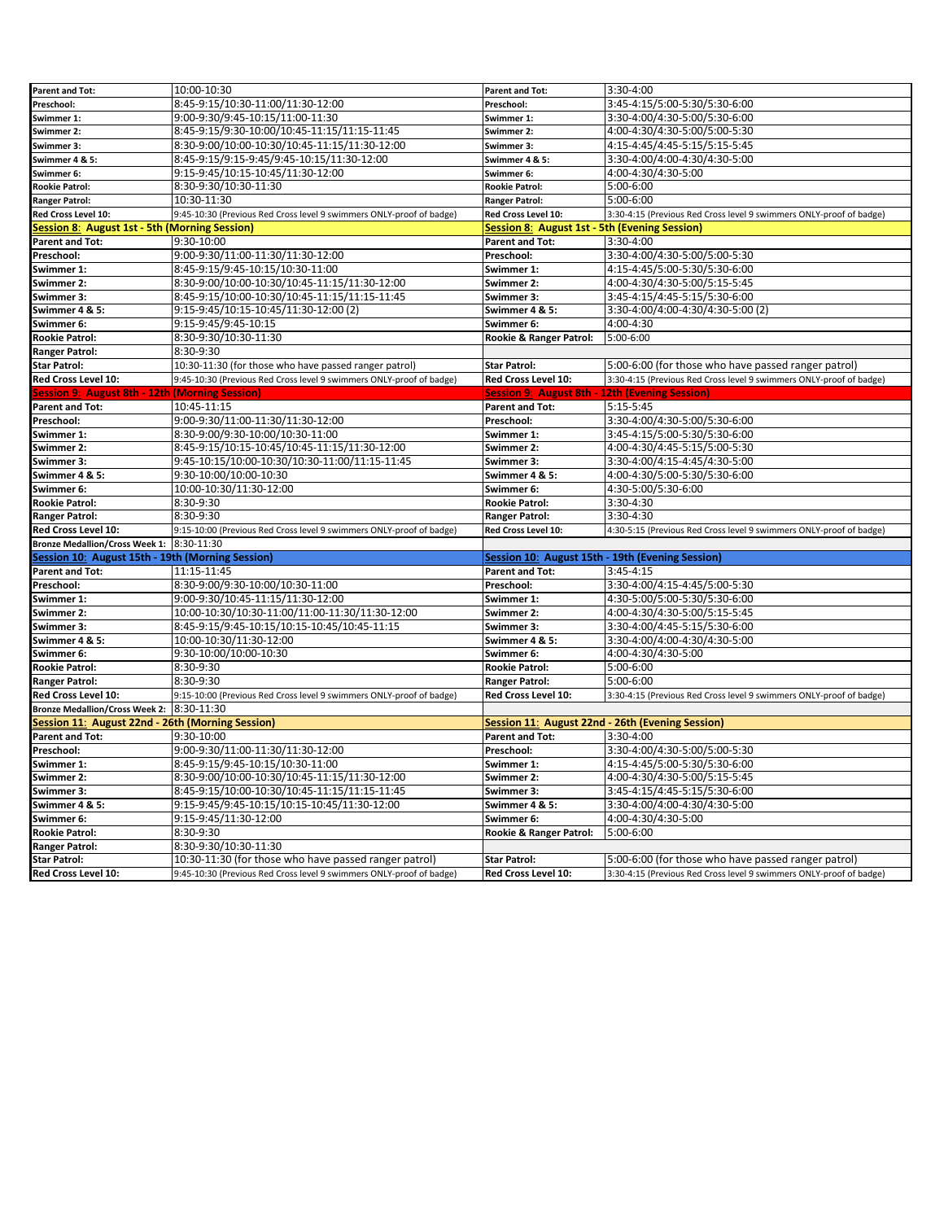| | | | |
|---|---|---|---|
| **Parent and Tot:** | 10:00-10:30 | **Parent and Tot:** | 3:30-4:00 |
| **Preschool:** | 8:45-9:15/10:30-11:00/11:30-12:00 | **Preschool:** | 3:45-4:15/5:00-5:30/5:30-6:00 |
| **Swimmer 1:** | 9:00-9:30/9:45-10:15/11:00-11:30 | **Swimmer 1:** | 3:30-4:00/4:30-5:00/5:30-6:00 |
| **Swimmer 2:** | 8:45-9:15/9:30-10:00/10:45-11:15/11:15-11:45 | **Swimmer 2:** | 4:00-4:30/4:30-5:00/5:00-5:30 |
| **Swimmer 3:** | 8:30-9:00/10:00-10:30/10:45-11:15/11:30-12:00 | **Swimmer 3:** | 4:15-4:45/4:45-5:15/5:15-5:45 |
| **Swimmer 4 & 5:** | 8:45-9:15/9:15-9:45/9:45-10:15/11:30-12:00 | **Swimmer 4 & 5:** | 3:30-4:00/4:00-4:30/4:30-5:00 |
| **Swimmer 6:** | 9:15-9:45/10:15-10:45/11:30-12:00 | **Swimmer 6:** | 4:00-4:30/4:30-5:00 |
| **Rookie Patrol:** | 8:30-9:30/10:30-11:30 | **Rookie Patrol:** | 5:00-6:00 |
| **Ranger Patrol:** | 10:30-11:30 | **Ranger Patrol:** | 5:00-6:00 |
| **Red Cross Level 10:** | 9:45-10:30 (Previous Red Cross level 9 swimmers ONLY-proof of badge) | **Red Cross Level 10:** | 3:30-4:15 (Previous Red Cross level 9 swimmers ONLY-proof of badge) |
| **Session 8: August 1st - 5th (Morning Session)** | | **Session 8: August 1st - 5th (Evening Session)** | |
| **Parent and Tot:** | 9:30-10:00 | **Parent and Tot:** | 3:30-4:00 |
| **Preschool:** | 9:00-9:30/11:00-11:30/11:30-12:00 | **Preschool:** | 3:30-4:00/4:30-5:00/5:00-5:30 |
| **Swimmer 1:** | 8:45-9:15/9:45-10:15/10:30-11:00 | **Swimmer 1:** | 4:15-4:45/5:00-5:30/5:30-6:00 |
| **Swimmer 2:** | 8:30-9:00/10:00-10:30/10:45-11:15/11:30-12:00 | **Swimmer 2:** | 4:00-4:30/4:30-5:00/5:15-5:45 |
| **Swimmer 3:** | 8:45-9:15/10:00-10:30/10:45-11:15/11:15-11:45 | **Swimmer 3:** | 3:45-4:15/4:45-5:15/5:30-6:00 |
| **Swimmer 4 & 5:** | 9:15-9:45/10:15-10:45/11:30-12:00 (2) | **Swimmer 4 & 5:** | 3:30-4:00/4:00-4:30/4:30-5:00 (2) |
| **Swimmer 6:** | 9:15-9:45/9:45-10:15 | **Swimmer 6:** | 4:00-4:30 |
| **Rookie Patrol:** | 8:30-9:30/10:30-11:30 | **Rookie & Ranger Patrol:** | 5:00-6:00 |
| **Ranger Patrol:** | 8:30-9:30 | | |
| **Star Patrol:** | 10:30-11:30 (for those who have passed ranger patrol) | **Star Patrol:** | 5:00-6:00 (for those who have passed ranger patrol) |
| **Red Cross Level 10:** | 9:45-10:30 (Previous Red Cross level 9 swimmers ONLY-proof of badge) | **Red Cross Level 10:** | 3:30-4:15 (Previous Red Cross level 9 swimmers ONLY-proof of badge) |
| **Session 9: August 8th - 12th (Morning Session)** | | **Session 9: August 8th - 12th (Evening Session)** | |
| **Parent and Tot:** | 10:45-11:15 | **Parent and Tot:** | 5:15-5:45 |
| **Preschool:** | 9:00-9:30/11:00-11:30/11:30-12:00 | **Preschool:** | 3:30-4:00/4:30-5:00/5:30-6:00 |
| **Swimmer 1:** | 8:30-9:00/9:30-10:00/10:30-11:00 | **Swimmer 1:** | 3:45-4:15/5:00-5:30/5:30-6:00 |
| **Swimmer 2:** | 8:45-9:15/10:15-10:45/10:45-11:15/11:30-12:00 | **Swimmer 2:** | 4:00-4:30/4:45-5:15/5:00-5:30 |
| **Swimmer 3:** | 9:45-10:15/10:00-10:30/10:30-11:00/11:15-11:45 | **Swimmer 3:** | 3:30-4:00/4:15-4:45/4:30-5:00 |
| **Swimmer 4 & 5:** | 9:30-10:00/10:00-10:30 | **Swimmer 4 & 5:** | 4:00-4:30/5:00-5:30/5:30-6:00 |
| **Swimmer 6:** | 10:00-10:30/11:30-12:00 | **Swimmer 6:** | 4:30-5:00/5:30-6:00 |
| **Rookie Patrol:** | 8:30-9:30 | **Rookie Patrol:** | 3:30-4:30 |
| **Ranger Patrol:** | 8:30-9:30 | **Ranger Patrol:** | 3:30-4:30 |
| **Red Cross Level 10:** | 9:15-10:00 (Previous Red Cross level 9 swimmers ONLY-proof of badge) | **Red Cross Level 10:** | 4:30-5:15 (Previous Red Cross level 9 swimmers ONLY-proof of badge) |
| **Bronze Medallion/Cross Week 1:** | 8:30-11:30 | | |
| **Session 10: August 15th - 19th (Morning Session)** | | **Session 10: August 15th - 19th (Evening Session)** | |
| **Parent and Tot:** | 11:15-11:45 | **Parent and Tot:** | 3:45-4:15 |
| **Preschool:** | 8:30-9:00/9:30-10:00/10:30-11:00 | **Preschool:** | 3:30-4:00/4:15-4:45/5:00-5:30 |
| **Swimmer 1:** | 9:00-9:30/10:45-11:15/11:30-12:00 | **Swimmer 1:** | 4:30-5:00/5:00-5:30/5:30-6:00 |
| **Swimmer 2:** | 10:00-10:30/10:30-11:00/11:00-11:30/11:30-12:00 | **Swimmer 2:** | 4:00-4:30/4:30-5:00/5:15-5:45 |
| **Swimmer 3:** | 8:45-9:15/9:45-10:15/10:15-10:45/10:45-11:15 | **Swimmer 3:** | 3:30-4:00/4:45-5:15/5:30-6:00 |
| **Swimmer 4 & 5:** | 10:00-10:30/11:30-12:00 | **Swimmer 4 & 5:** | 3:30-4:00/4:00-4:30/4:30-5:00 |
| **Swimmer 6:** | 9:30-10:00/10:00-10:30 | **Swimmer 6:** | 4:00-4:30/4:30-5:00 |
| **Rookie Patrol:** | 8:30-9:30 | **Rookie Patrol:** | 5:00-6:00 |
| **Ranger Patrol:** | 8:30-9:30 | **Ranger Patrol:** | 5:00-6:00 |
| **Red Cross Level 10:** | 9:15-10:00 (Previous Red Cross level 9 swimmers ONLY-proof of badge) | **Red Cross Level 10:** | 3:30-4:15 (Previous Red Cross level 9 swimmers ONLY-proof of badge) |
| **Bronze Medallion/Cross Week 2:** | 8:30-11:30 | | |
| **Session 11: August 22nd - 26th (Morning Session)** | | **Session 11: August 22nd - 26th (Evening Session)** | |
| **Parent and Tot:** | 9:30-10:00 | **Parent and Tot:** | 3:30-4:00 |
| **Preschool:** | 9:00-9:30/11:00-11:30/11:30-12:00 | **Preschool:** | 3:30-4:00/4:30-5:00/5:00-5:30 |
| **Swimmer 1:** | 8:45-9:15/9:45-10:15/10:30-11:00 | **Swimmer 1:** | 4:15-4:45/5:00-5:30/5:30-6:00 |
| **Swimmer 2:** | 8:30-9:00/10:00-10:30/10:45-11:15/11:30-12:00 | **Swimmer 2:** | 4:00-4:30/4:30-5:00/5:15-5:45 |
| **Swimmer 3:** | 8:45-9:15/10:00-10:30/10:45-11:15/11:15-11:45 | **Swimmer 3:** | 3:45-4:15/4:45-5:15/5:30-6:00 |
| **Swimmer 4 & 5:** | 9:15-9:45/9:45-10:15/10:15-10:45/11:30-12:00 | **Swimmer 4 & 5:** | 3:30-4:00/4:00-4:30/4:30-5:00 |
| **Swimmer 6:** | 9:15-9:45/11:30-12:00 | **Swimmer 6:** | 4:00-4:30/4:30-5:00 |
| **Rookie Patrol:** | 8:30-9:30 | **Rookie & Ranger Patrol:** | 5:00-6:00 |
| **Ranger Patrol:** | 8:30-9:30/10:30-11:30 | | |
| **Star Patrol:** | 10:30-11:30 (for those who have passed ranger patrol) | **Star Patrol:** | 5:00-6:00 (for those who have passed ranger patrol) |
| **Red Cross Level 10:** | 9:45-10:30 (Previous Red Cross level 9 swimmers ONLY-proof of badge) | **Red Cross Level 10:** | 3:30-4:15 (Previous Red Cross level 9 swimmers ONLY-proof of badge) |